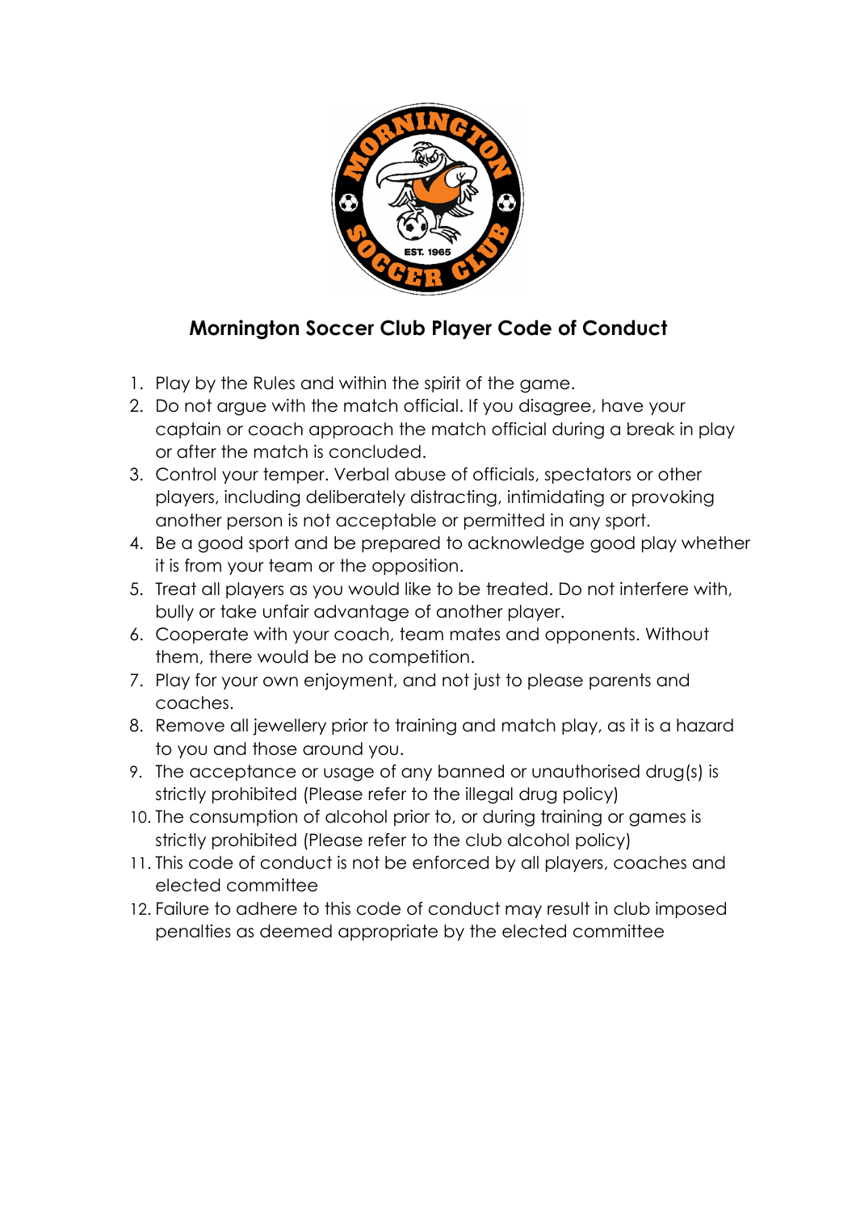# Mornington Soccer Club Player Code of Conduct

1. Play by the Rules and within the spirit of the game.
2. Do not argue with the match official. If you disagree, have your captain or coach approach the match official during a break in play or after the match is concluded.
3. Control your temper. Verbal abuse of officials, spectators or other players, including deliberately distracting, intimidating or provoking another person is not acceptable or permitted in any sport.
4. Be a good sport and be prepared to acknowledge good play whether it is from your team or the opposition.
5. Treat all players as you would like to be treated. Do not interfere with, bully or take unfair advantage of another player.
6. Cooperate with your coach, team mates and opponents. Without them, there would be no competition.
7. Play for your own enjoyment, and not just to please parents and coaches.
8. Remove all jewellery prior to training and match play, as it is a hazard to you and those around you.
9. The acceptance or usage of any banned or unauthorised drug(s) is strictly prohibited (Please refer to the illegal drug policy)
10. The consumption of alcohol prior to, or during training or games is strictly prohibited (Please refer to the club alcohol policy)
11. This code of conduct is not be enforced by all players, coaches and elected committee
12. Failure to adhere to this code of conduct may result in club imposed penalties as deemed appropriate by the elected committee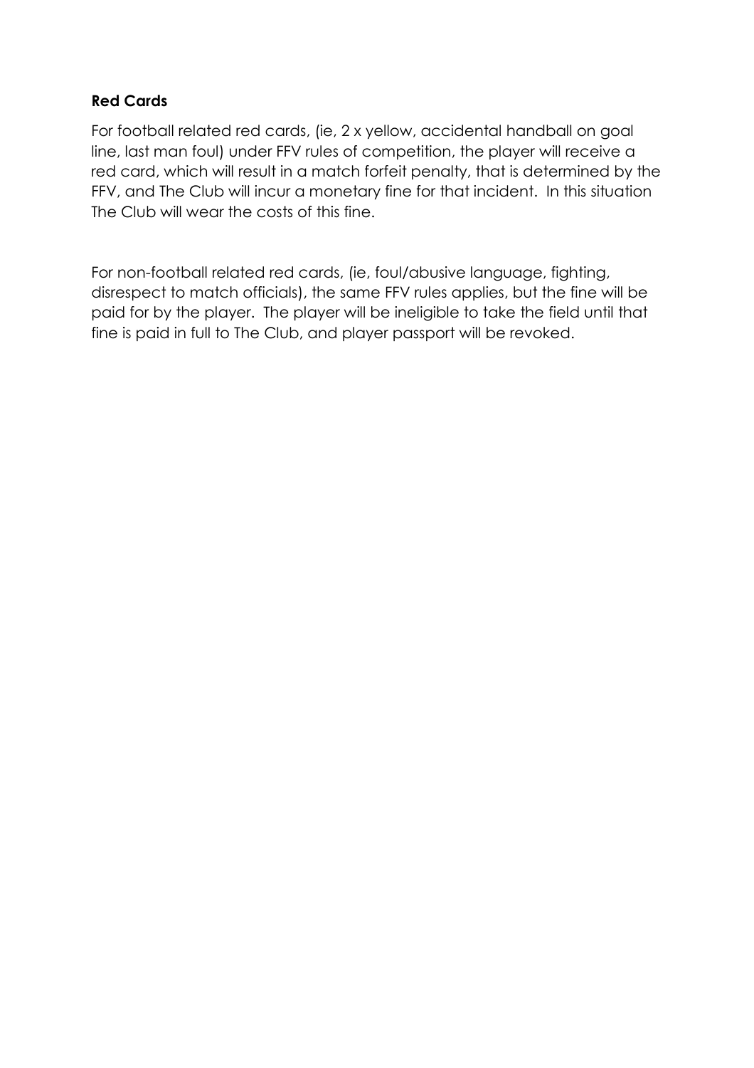**Red Cards**

For football related red cards, (ie, 2 x yellow, accidental handball on goal line, last man foul) under FFV rules of competition, the player will receive a red card, which will result in a match forfeit penalty, that is determined by the FFV, and The Club will incur a monetary fine for that incident. In this situation The Club will wear the costs of this fine.

For non-football related red cards, (ie, foul/abusive language, fighting, disrespect to match officials), the same FFV rules applies, but the fine will be paid for by the player. The player will be ineligible to take the field until that fine is paid in full to The Club, and player passport will be revoked.